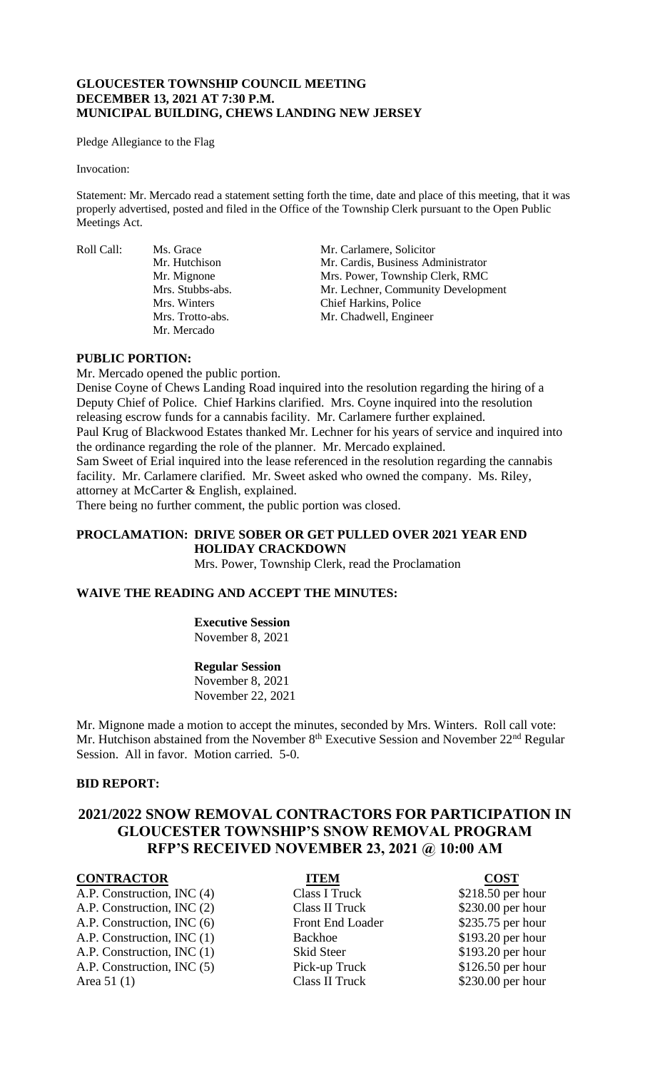**GLOUCESTER TOWNSHIP COUNCIL MEETING**
**DECEMBER 13, 2021 AT 7:30 P.M.**
**MUNICIPAL BUILDING, CHEWS LANDING NEW JERSEY**

Pledge Allegiance to the Flag

Invocation:

Statement: Mr. Mercado read a statement setting forth the time, date and place of this meeting, that it was properly advertised, posted and filed in the Office of the Township Clerk pursuant to the Open Public Meetings Act.

| Roll Call: | | |
|---|---|---|
| | Ms. Grace | Mr. Carlamere, Solicitor |
| | Mr. Hutchison | Mr. Cardis, Business Administrator |
| | Mr. Mignone | Mrs. Power, Township Clerk, RMC |
| | Mrs. Stubbs-abs. | Mr. Lechner, Community Development |
| | Mrs. Winters | Chief Harkins, Police |
| | Mrs. Trotto-abs. | Mr. Chadwell, Engineer |
| | Mr. Mercado | |

**PUBLIC PORTION:**

Mr. Mercado opened the public portion.

Denise Coyne of Chews Landing Road inquired into the resolution regarding the hiring of a Deputy Chief of Police. Chief Harkins clarified. Mrs. Coyne inquired into the resolution releasing escrow funds for a cannabis facility. Mr. Carlamere further explained.

Paul Krug of Blackwood Estates thanked Mr. Lechner for his years of service and inquired into the ordinance regarding the role of the planner. Mr. Mercado explained.

Sam Sweet of Erial inquired into the lease referenced in the resolution regarding the cannabis facility. Mr. Carlamere clarified. Mr. Sweet asked who owned the company. Ms. Riley, attorney at McCarter & English, explained.

There being no further comment, the public portion was closed.

**PROCLAMATION: DRIVE SOBER OR GET PULLED OVER 2021 YEAR END HOLIDAY CRACKDOWN**

Mrs. Power, Township Clerk, read the Proclamation

**WAIVE THE READING AND ACCEPT THE MINUTES:**

**Executive Session**
November 8, 2021

**Regular Session**
November 8, 2021
November 22, 2021

Mr. Mignone made a motion to accept the minutes, seconded by Mrs. Winters. Roll call vote: Mr. Hutchison abstained from the November 8th Executive Session and November 22nd Regular Session. All in favor. Motion carried. 5-0.

**BID REPORT:**

## 2021/2022 SNOW REMOVAL CONTRACTORS FOR PARTICIPATION IN GLOUCESTER TOWNSHIP'S SNOW REMOVAL PROGRAM RFP'S RECEIVED NOVEMBER 23, 2021 @ 10:00 AM

| CONTRACTOR | ITEM | COST |
|---|---|---|
| A.P. Construction, INC (4) | Class I Truck | $218.50 per hour |
| A.P. Construction, INC (2) | Class II Truck | $230.00 per hour |
| A.P. Construction, INC (6) | Front End Loader | $235.75 per hour |
| A.P. Construction, INC (1) | Backhoe | $193.20 per hour |
| A.P. Construction, INC (1) | Skid Steer | $193.20 per hour |
| A.P. Construction, INC (5) | Pick-up Truck | $126.50 per hour |
| Area 51 (1) | Class II Truck | $230.00 per hour |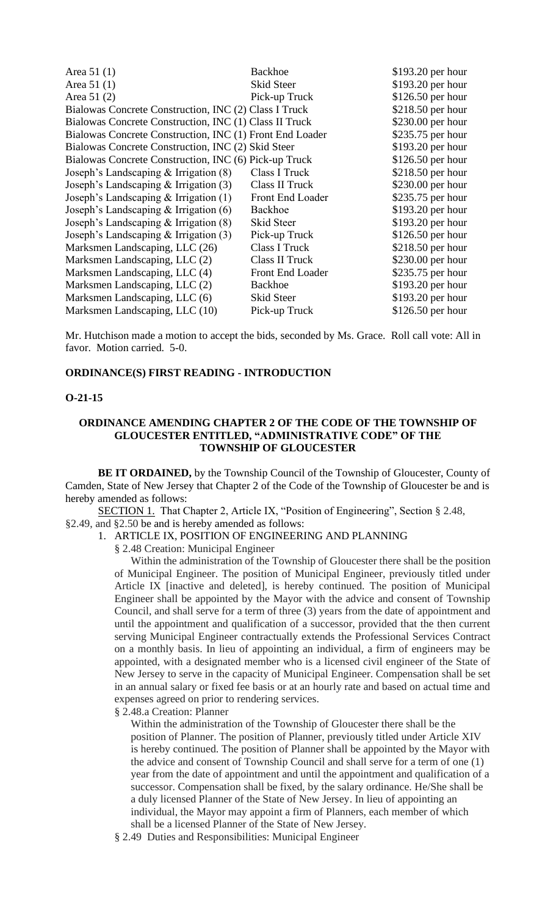| | | |
|---|---|---|
| Area 51 (1) | Backhoe | $193.20 per hour |
| Area 51 (1) | Skid Steer | $193.20 per hour |
| Area 51 (2) | Pick-up Truck | $126.50 per hour |
| Bialowas Concrete Construction, INC (2) | Class I Truck | $218.50 per hour |
| Bialowas Concrete Construction, INC (1) | Class II Truck | $230.00 per hour |
| Bialowas Concrete Construction, INC (1) | Front End Loader | $235.75 per hour |
| Bialowas Concrete Construction, INC (2) | Skid Steer | $193.20 per hour |
| Bialowas Concrete Construction, INC (6) | Pick-up Truck | $126.50 per hour |
| Joseph's Landscaping & Irrigation (8) | Class I Truck | $218.50 per hour |
| Joseph's Landscaping & Irrigation (3) | Class II Truck | $230.00 per hour |
| Joseph's Landscaping & Irrigation (1) | Front End Loader | $235.75 per hour |
| Joseph's Landscaping & Irrigation (6) | Backhoe | $193.20 per hour |
| Joseph's Landscaping & Irrigation (8) | Skid Steer | $193.20 per hour |
| Joseph's Landscaping & Irrigation (3) | Pick-up Truck | $126.50 per hour |
| Marksmen Landscaping, LLC (26) | Class I Truck | $218.50 per hour |
| Marksmen Landscaping, LLC (2) | Class II Truck | $230.00 per hour |
| Marksmen Landscaping, LLC (4) | Front End Loader | $235.75 per hour |
| Marksmen Landscaping, LLC (2) | Backhoe | $193.20 per hour |
| Marksmen Landscaping, LLC (6) | Skid Steer | $193.20 per hour |
| Marksmen Landscaping, LLC (10) | Pick-up Truck | $126.50 per hour |

Mr. Hutchison made a motion to accept the bids, seconded by Ms. Grace. Roll call vote: All in favor. Motion carried. 5-0.

**ORDINANCE(S) FIRST READING - INTRODUCTION**

**O-21-15**

**ORDINANCE AMENDING CHAPTER 2 OF THE CODE OF THE TOWNSHIP OF GLOUCESTER ENTITLED, "ADMINISTRATIVE CODE" OF THE TOWNSHIP OF GLOUCESTER**

**BE IT ORDAINED,** by the Township Council of the Township of Gloucester, County of Camden, State of New Jersey that Chapter 2 of the Code of the Township of Gloucester be and is hereby amended as follows:

SECTION 1. That Chapter 2, Article IX, "Position of Engineering", Section § 2.48, §2.49, and §2.50 be and is hereby amended as follows:

1. ARTICLE IX, POSITION OF ENGINEERING AND PLANNING

§ 2.48 Creation: Municipal Engineer

Within the administration of the Township of Gloucester there shall be the position of Municipal Engineer. The position of Municipal Engineer, previously titled under Article IX [inactive and deleted], is hereby continued. The position of Municipal Engineer shall be appointed by the Mayor with the advice and consent of Township Council, and shall serve for a term of three (3) years from the date of appointment and until the appointment and qualification of a successor, provided that the then current serving Municipal Engineer contractually extends the Professional Services Contract on a monthly basis. In lieu of appointing an individual, a firm of engineers may be appointed, with a designated member who is a licensed civil engineer of the State of New Jersey to serve in the capacity of Municipal Engineer. Compensation shall be set in an annual salary or fixed fee basis or at an hourly rate and based on actual time and expenses agreed on prior to rendering services.

§ 2.48.a Creation: Planner

Within the administration of the Township of Gloucester there shall be the position of Planner. The position of Planner, previously titled under Article XIV is hereby continued. The position of Planner shall be appointed by the Mayor with the advice and consent of Township Council and shall serve for a term of one (1) year from the date of appointment and until the appointment and qualification of a successor. Compensation shall be fixed, by the salary ordinance. He/She shall be a duly licensed Planner of the State of New Jersey. In lieu of appointing an individual, the Mayor may appoint a firm of Planners, each member of which shall be a licensed Planner of the State of New Jersey.

§ 2.49 Duties and Responsibilities: Municipal Engineer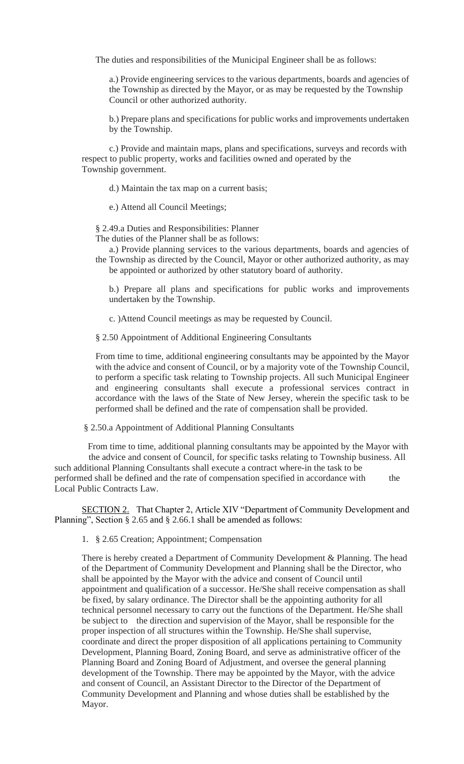The duties and responsibilities of the Municipal Engineer shall be as follows:

a.) Provide engineering services to the various departments, boards and agencies of the Township as directed by the Mayor, or as may be requested by the Township Council or other authorized authority.

b.) Prepare plans and specifications for public works and improvements undertaken by the Township.

c.) Provide and maintain maps, plans and specifications, surveys and records with respect to public property, works and facilities owned and operated by the Township government.

d.) Maintain the tax map on a current basis;

e.) Attend all Council Meetings;

§ 2.49.a Duties and Responsibilities: Planner

The duties of the Planner shall be as follows:

a.) Provide planning services to the various departments, boards and agencies of the Township as directed by the Council, Mayor or other authorized authority, as may be appointed or authorized by other statutory board of authority.

b.) Prepare all plans and specifications for public works and improvements undertaken by the Township.

c. )Attend Council meetings as may be requested by Council.

§ 2.50 Appointment of Additional Engineering Consultants

From time to time, additional engineering consultants may be appointed by the Mayor with the advice and consent of Council, or by a majority vote of the Township Council, to perform a specific task relating to Township projects. All such Municipal Engineer and engineering consultants shall execute a professional services contract in accordance with the laws of the State of New Jersey, wherein the specific task to be performed shall be defined and the rate of compensation shall be provided.

§ 2.50.a Appointment of Additional Planning Consultants

From time to time, additional planning consultants may be appointed by the Mayor with the advice and consent of Council, for specific tasks relating to Township business. All such additional Planning Consultants shall execute a contract where-in the task to be performed shall be defined and the rate of compensation specified in accordance with the Local Public Contracts Law.

SECTION 2. That Chapter 2, Article XIV "Department of Community Development and Planning", Section § 2.65 and § 2.66.1 shall be amended as follows:

1. § 2.65 Creation; Appointment; Compensation

There is hereby created a Department of Community Development & Planning. The head of the Department of Community Development and Planning shall be the Director, who shall be appointed by the Mayor with the advice and consent of Council until appointment and qualification of a successor. He/She shall receive compensation as shall be fixed, by salary ordinance. The Director shall be the appointing authority for all technical personnel necessary to carry out the functions of the Department. He/She shall be subject to the direction and supervision of the Mayor, shall be responsible for the proper inspection of all structures within the Township. He/She shall supervise, coordinate and direct the proper disposition of all applications pertaining to Community Development, Planning Board, Zoning Board, and serve as administrative officer of the Planning Board and Zoning Board of Adjustment, and oversee the general planning development of the Township. There may be appointed by the Mayor, with the advice and consent of Council, an Assistant Director to the Director of the Department of Community Development and Planning and whose duties shall be established by the Mayor.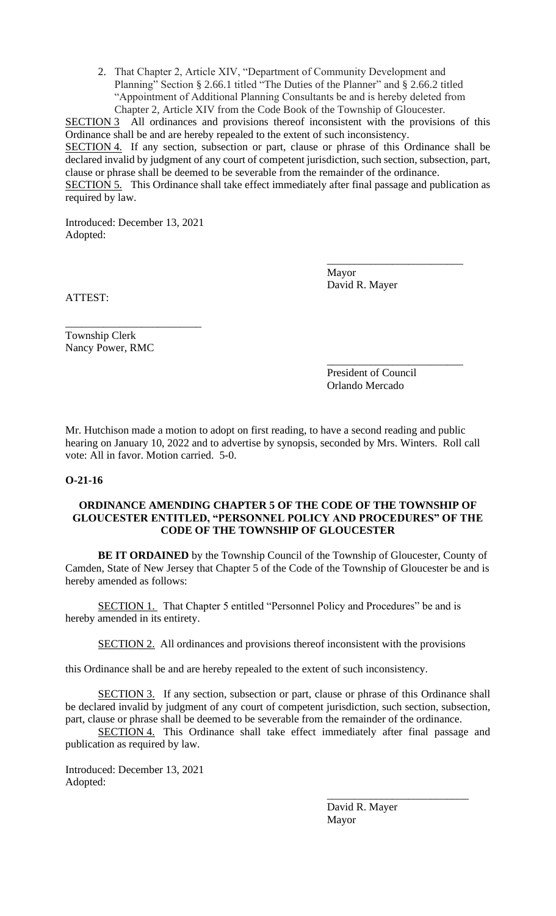2. That Chapter 2, Article XIV, "Department of Community Development and Planning" Section § 2.66.1 titled "The Duties of the Planner" and § 2.66.2 titled "Appointment of Additional Planning Consultants be and is hereby deleted from Chapter 2, Article XIV from the Code Book of the Township of Gloucester.

SECTION 3 All ordinances and provisions thereof inconsistent with the provisions of this Ordinance shall be and are hereby repealed to the extent of such inconsistency.

SECTION 4. If any section, subsection or part, clause or phrase of this Ordinance shall be declared invalid by judgment of any court of competent jurisdiction, such section, subsection, part, clause or phrase shall be deemed to be severable from the remainder of the ordinance.

SECTION 5. This Ordinance shall take effect immediately after final passage and publication as required by law.

Introduced: December 13, 2021
Adopted:

_________________________
Mayor
David R. Mayer

ATTEST:

_________________________
Township Clerk
Nancy Power, RMC

_________________________
President of Council
Orlando Mercado

Mr. Hutchison made a motion to adopt on first reading, to have a second reading and public hearing on January 10, 2022 and to advertise by synopsis, seconded by Mrs. Winters. Roll call vote: All in favor. Motion carried. 5-0.

**O-21-16**

**ORDINANCE AMENDING CHAPTER 5 OF THE CODE OF THE TOWNSHIP OF GLOUCESTER ENTITLED, "PERSONNEL POLICY AND PROCEDURES" OF THE CODE OF THE TOWNSHIP OF GLOUCESTER**

**BE IT ORDAINED** by the Township Council of the Township of Gloucester, County of Camden, State of New Jersey that Chapter 5 of the Code of the Township of Gloucester be and is hereby amended as follows:

SECTION 1. That Chapter 5 entitled "Personnel Policy and Procedures" be and is hereby amended in its entirety.

SECTION 2. All ordinances and provisions thereof inconsistent with the provisions this Ordinance shall be and are hereby repealed to the extent of such inconsistency.

SECTION 3. If any section, subsection or part, clause or phrase of this Ordinance shall be declared invalid by judgment of any court of competent jurisdiction, such section, subsection, part, clause or phrase shall be deemed to be severable from the remainder of the ordinance.

SECTION 4. This Ordinance shall take effect immediately after final passage and publication as required by law.

Introduced: December 13, 2021
Adopted:

_________________________
David R. Mayer
Mayor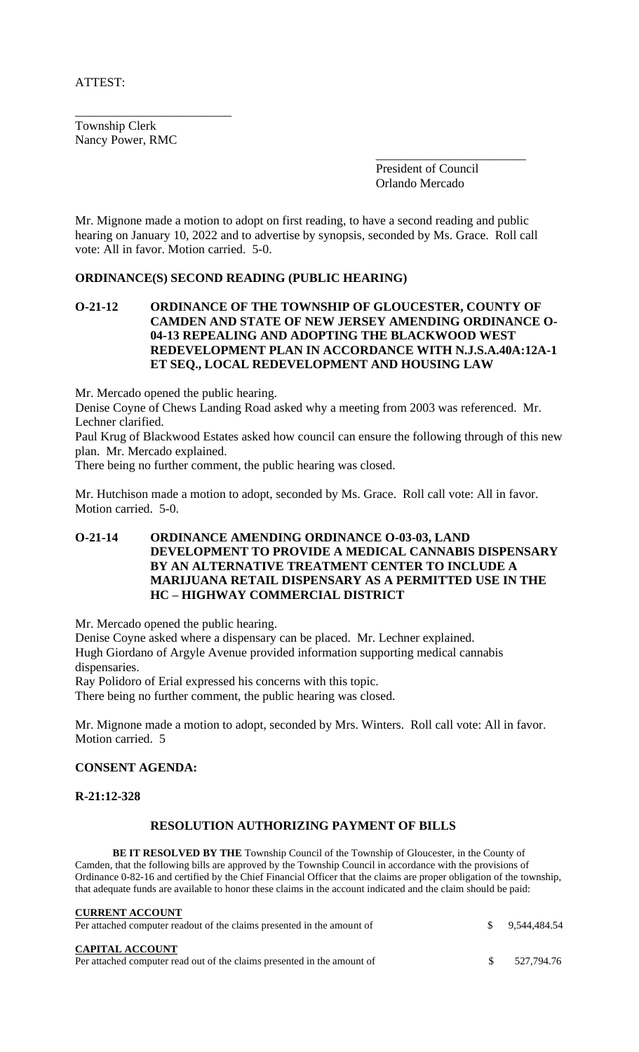ATTEST:

\_\_\_\_\_\_\_\_\_\_\_\_\_\_\_\_\_\_\_\_\_\_\_\_\_\_

Township Clerk
Nancy Power, RMC

\_\_\_\_\_\_\_\_\_\_\_\_\_\_\_\_\_\_\_\_\_\_\_\_\_\_

President of Council
Orlando Mercado

Mr. Mignone made a motion to adopt on first reading, to have a second reading and public hearing on January 10, 2022 and to advertise by synopsis, seconded by Ms. Grace. Roll call vote: All in favor. Motion carried. 5-0.

**ORDINANCE(S) SECOND READING (PUBLIC HEARING)**

**O-21-12 ORDINANCE OF THE TOWNSHIP OF GLOUCESTER, COUNTY OF CAMDEN AND STATE OF NEW JERSEY AMENDING ORDINANCE O-04-13 REPEALING AND ADOPTING THE BLACKWOOD WEST REDEVELOPMENT PLAN IN ACCORDANCE WITH N.J.S.A.40A:12A-1 ET SEQ., LOCAL REDEVELOPMENT AND HOUSING LAW**

Mr. Mercado opened the public hearing.

Denise Coyne of Chews Landing Road asked why a meeting from 2003 was referenced. Mr. Lechner clarified.

Paul Krug of Blackwood Estates asked how council can ensure the following through of this new plan. Mr. Mercado explained.

There being no further comment, the public hearing was closed.

Mr. Hutchison made a motion to adopt, seconded by Ms. Grace. Roll call vote: All in favor. Motion carried. 5-0.

**O-21-14 ORDINANCE AMENDING ORDINANCE O-03-03, LAND DEVELOPMENT TO PROVIDE A MEDICAL CANNABIS DISPENSARY BY AN ALTERNATIVE TREATMENT CENTER TO INCLUDE A MARIJUANA RETAIL DISPENSARY AS A PERMITTED USE IN THE HC – HIGHWAY COMMERCIAL DISTRICT**

Mr. Mercado opened the public hearing.

Denise Coyne asked where a dispensary can be placed. Mr. Lechner explained.

Hugh Giordano of Argyle Avenue provided information supporting medical cannabis dispensaries.

Ray Polidoro of Erial expressed his concerns with this topic.

There being no further comment, the public hearing was closed.

Mr. Mignone made a motion to adopt, seconded by Mrs. Winters. Roll call vote: All in favor. Motion carried. 5

**CONSENT AGENDA:**

**R-21:12-328**

**RESOLUTION AUTHORIZING PAYMENT OF BILLS**

**BE IT RESOLVED BY THE** Township Council of the Township of Gloucester, in the County of Camden, that the following bills are approved by the Township Council in accordance with the provisions of Ordinance 0-82-16 and certified by the Chief Financial Officer that the claims are proper obligation of the township, that adequate funds are available to honor these claims in the account indicated and the claim should be paid:

**CURRENT ACCOUNT**
Per attached computer readout of the claims presented in the amount of $ 9,544,484.54

**CAPITAL ACCOUNT**
Per attached computer read out of the claims presented in the amount of $ 527,794.76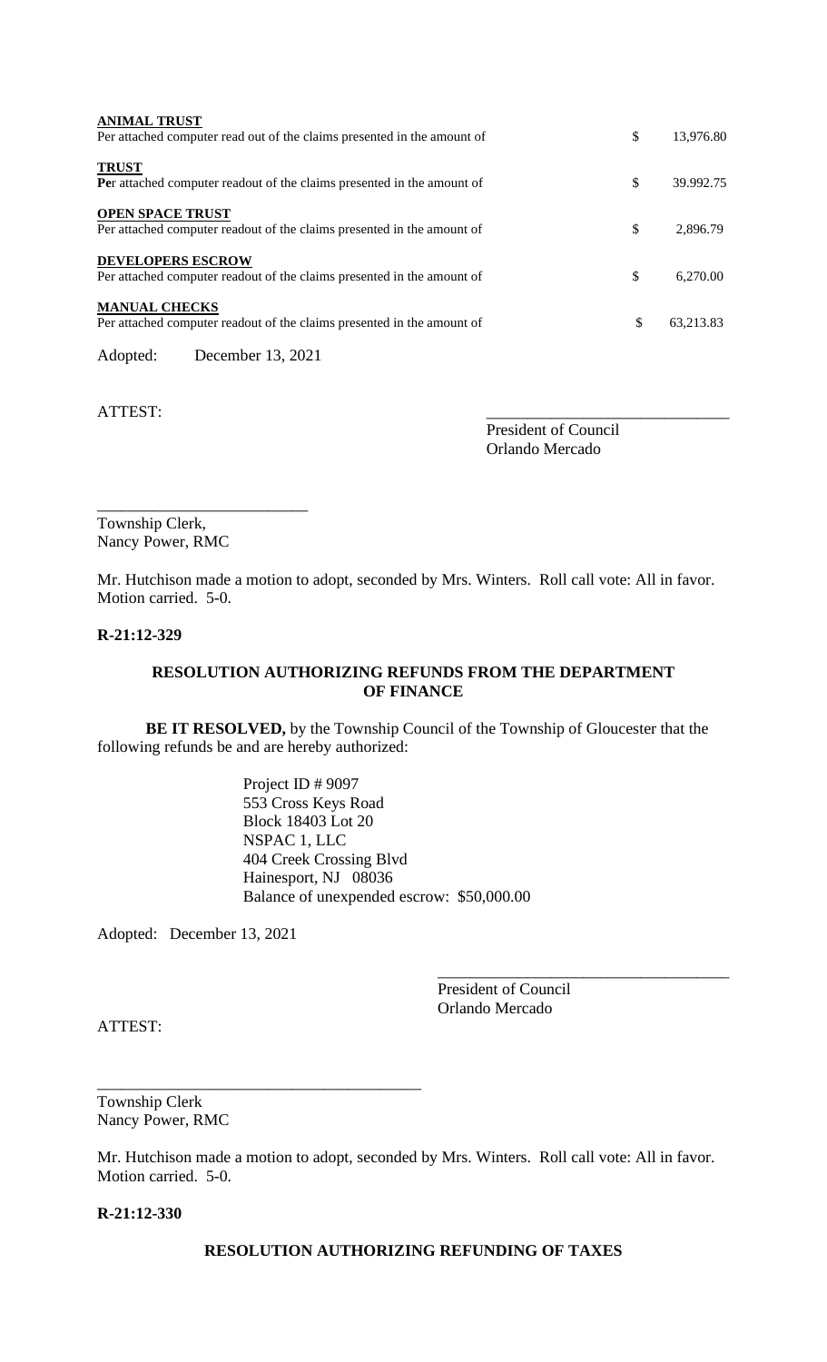**ANIMAL TRUST**
Per attached computer read out of the claims presented in the amount of $ 13,976.80

**TRUST**
**Pe**r attached computer readout of the claims presented in the amount of $ 39.992.75

**OPEN SPACE TRUST**
Per attached computer readout of the claims presented in the amount of $ 2,896.79

**DEVELOPERS ESCROW**
Per attached computer readout of the claims presented in the amount of $ 6,270.00

**MANUAL CHECKS**
Per attached computer readout of the claims presented in the amount of $ 63,213.83

Adopted: December 13, 2021

ATTEST:

\_\_\_\_\_\_\_\_\_\_\_\_\_\_\_\_\_\_\_\_\_\_\_\_\_\_\_\_\_\_
President of Council
Orlando Mercado

\_\_\_\_\_\_\_\_\_\_\_\_\_\_\_\_\_\_\_\_\_\_\_\_\_\_
Township Clerk,
Nancy Power, RMC

Mr. Hutchison made a motion to adopt, seconded by Mrs. Winters. Roll call vote: All in favor. Motion carried. 5-0.

**R-21:12-329**

**RESOLUTION AUTHORIZING REFUNDS FROM THE DEPARTMENT OF FINANCE**

**BE IT RESOLVED,** by the Township Council of the Township of Gloucester that the following refunds be and are hereby authorized:

Project ID # 9097
553 Cross Keys Road
Block 18403 Lot 20
NSPAC 1, LLC
404 Creek Crossing Blvd
Hainesport, NJ 08036
Balance of unexpended escrow: $50,000.00

Adopted: December 13, 2021

\_\_\_\_\_\_\_\_\_\_\_\_\_\_\_\_\_\_\_\_\_\_\_\_\_\_\_\_\_\_\_\_\_\_\_\_
President of Council
Orlando Mercado

ATTEST:

\_\_\_\_\_\_\_\_\_\_\_\_\_\_\_\_\_\_\_\_\_\_\_\_\_\_\_\_\_\_\_\_\_\_\_\_\_\_\_\_
Township Clerk
Nancy Power, RMC

Mr. Hutchison made a motion to adopt, seconded by Mrs. Winters. Roll call vote: All in favor. Motion carried. 5-0.

**R-21:12-330**

**RESOLUTION AUTHORIZING REFUNDING OF TAXES**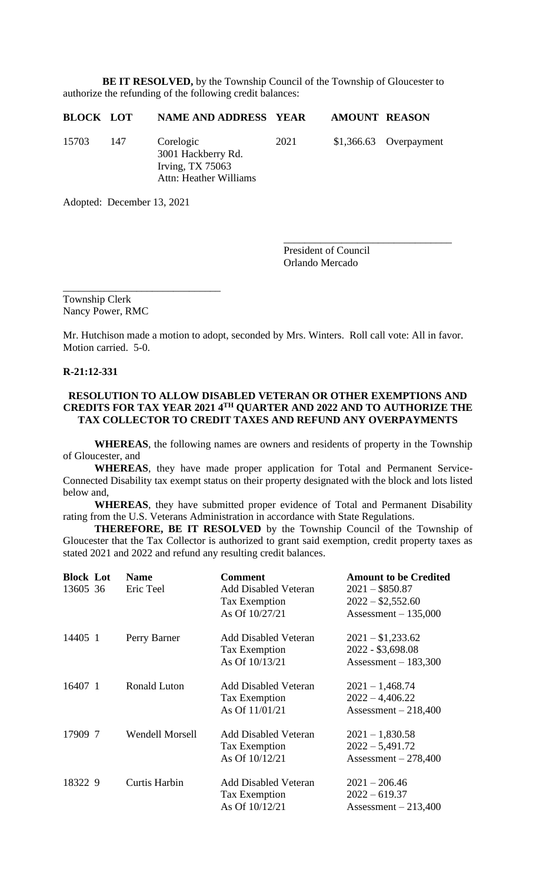**BE IT RESOLVED,** by the Township Council of the Township of Gloucester to authorize the refunding of the following credit balances:

| BLOCK | LOT | NAME AND ADDRESS | YEAR | AMOUNT | REASON |
|---|---|---|---|---|---|
| 15703 | 147 | Corelogic<br>3001 Hackberry Rd.<br>Irving, TX 75063<br>Attn: Heather Williams | 2021 | \$1,366.63 | Overpayment |

Adopted: December 13, 2021

_______________________________
President of Council
Orlando Mercado

_______________________________
Township Clerk
Nancy Power, RMC

Mr. Hutchison made a motion to adopt, seconded by Mrs. Winters. Roll call vote: All in favor. Motion carried. 5-0.

**R-21:12-331**

**RESOLUTION TO ALLOW DISABLED VETERAN OR OTHER EXEMPTIONS AND CREDITS FOR TAX YEAR 2021 4TH QUARTER AND 2022 AND TO AUTHORIZE THE TAX COLLECTOR TO CREDIT TAXES AND REFUND ANY OVERPAYMENTS**

**WHEREAS**, the following names are owners and residents of property in the Township of Gloucester, and

**WHEREAS**, they have made proper application for Total and Permanent Service-Connected Disability tax exempt status on their property designated with the block and lots listed below and,

**WHEREAS**, they have submitted proper evidence of Total and Permanent Disability rating from the U.S. Veterans Administration in accordance with State Regulations.

**THEREFORE, BE IT RESOLVED** by the Township Council of the Township of Gloucester that the Tax Collector is authorized to grant said exemption, credit property taxes as stated 2021 and 2022 and refund any resulting credit balances.

| Block | Lot | Name | Comment | Amount to be Credited |
|---|---|---|---|---|
| 13605 | 36 | Eric Teel | Add Disabled Veteran Tax Exemption As Of 10/27/21 | 2021 – \$850.87<br>2022 – \$2,552.60<br>Assessment – 135,000 |
| 14405 | 1 | Perry Barner | Add Disabled Veteran Tax Exemption As Of 10/13/21 | 2021 – \$1,233.62<br>2022 - \$3,698.08<br>Assessment – 183,300 |
| 16407 | 1 | Ronald Luton | Add Disabled Veteran Tax Exemption As Of 11/01/21 | 2021 – 1,468.74<br>2022 – 4,406.22<br>Assessment – 218,400 |
| 17909 | 7 | Wendell Morsell | Add Disabled Veteran Tax Exemption As Of 10/12/21 | 2021 – 1,830.58<br>2022 – 5,491.72<br>Assessment – 278,400 |
| 18322 | 9 | Curtis Harbin | Add Disabled Veteran Tax Exemption As Of 10/12/21 | 2021 – 206.46<br>2022 – 619.37<br>Assessment – 213,400 |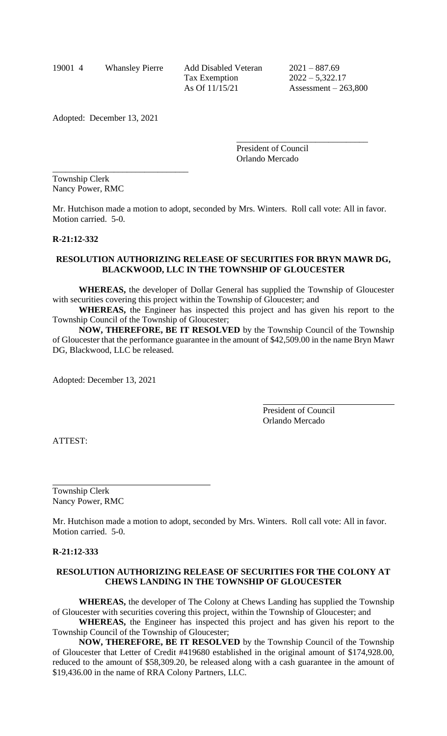| 19001 4 | Whansley Pierre | Add Disabled Veteran Tax Exemption As Of 11/15/21 | 2021 – 887.69 2022 – 5,322.17 Assessment – 263,800 |
|---|---|---|---|

Adopted: December 13, 2021

\_\_\_\_\_\_\_\_\_\_\_\_\_\_\_\_\_\_\_\_\_\_\_\_\_\_\_\_\_\_
President of Council
Orlando Mercado

\_\_\_\_\_\_\_\_\_\_\_\_\_\_\_\_\_\_\_\_\_\_\_\_\_\_\_\_\_\_
Township Clerk
Nancy Power, RMC

Mr. Hutchison made a motion to adopt, seconded by Mrs. Winters. Roll call vote: All in favor. Motion carried. 5-0.

**R-21:12-332**

**RESOLUTION AUTHORIZING RELEASE OF SECURITIES FOR BRYN MAWR DG, BLACKWOOD, LLC IN THE TOWNSHIP OF GLOUCESTER**

**WHEREAS,** the developer of Dollar General has supplied the Township of Gloucester with securities covering this project within the Township of Gloucester; and

**WHEREAS,** the Engineer has inspected this project and has given his report to the Township Council of the Township of Gloucester;

**NOW, THEREFORE, BE IT RESOLVED** by the Township Council of the Township of Gloucester that the performance guarantee in the amount of $42,509.00 in the name Bryn Mawr DG, Blackwood, LLC be released.

Adopted: December 13, 2021

\_\_\_\_\_\_\_\_\_\_\_\_\_\_\_\_\_\_\_\_\_\_\_\_\_\_\_\_\_\_
President of Council
Orlando Mercado

ATTEST:

\_\_\_\_\_\_\_\_\_\_\_\_\_\_\_\_\_\_\_\_\_\_\_\_\_\_\_\_\_\_
Township Clerk
Nancy Power, RMC

Mr. Hutchison made a motion to adopt, seconded by Mrs. Winters. Roll call vote: All in favor. Motion carried. 5-0.

**R-21:12-333**

**RESOLUTION AUTHORIZING RELEASE OF SECURITIES FOR THE COLONY AT CHEWS LANDING IN THE TOWNSHIP OF GLOUCESTER**

**WHEREAS,** the developer of The Colony at Chews Landing has supplied the Township of Gloucester with securities covering this project, within the Township of Gloucester; and

**WHEREAS,** the Engineer has inspected this project and has given his report to the Township Council of the Township of Gloucester;

**NOW, THEREFORE, BE IT RESOLVED** by the Township Council of the Township of Gloucester that Letter of Credit #419680 established in the original amount of $174,928.00, reduced to the amount of $58,309.20, be released along with a cash guarantee in the amount of $19,436.00 in the name of RRA Colony Partners, LLC.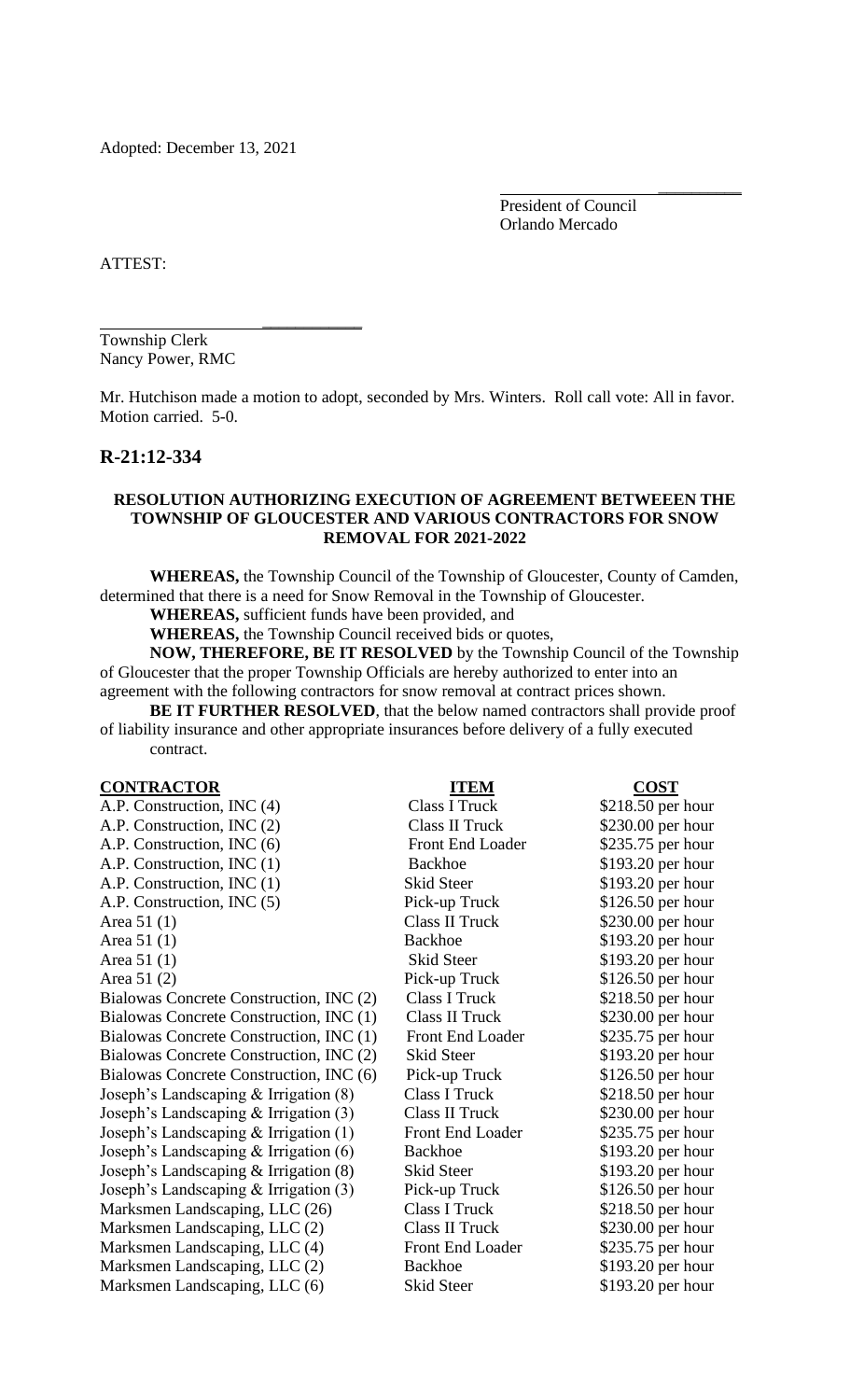Adopted: December 13, 2021

\_\_\_\_\_\_\_\_\_\_\_\_\_\_\_\_\_\_\_\_\_\_\_\_\_\_\_\_\_\_
President of Council
Orlando Mercado

ATTEST:

\_\_\_\_\_\_\_\_\_\_\_\_\_\_\_\_\_\_\_\_\_\_\_\_\_\_\_\_\_\_
Township Clerk
Nancy Power, RMC

Mr. Hutchison made a motion to adopt, seconded by Mrs. Winters. Roll call vote: All in favor. Motion carried. 5-0.

## R-21:12-334

**RESOLUTION AUTHORIZING EXECUTION OF AGREEMENT BETWEEEN THE TOWNSHIP OF GLOUCESTER AND VARIOUS CONTRACTORS FOR SNOW REMOVAL FOR 2021-2022**

**WHEREAS,** the Township Council of the Township of Gloucester, County of Camden, determined that there is a need for Snow Removal in the Township of Gloucester.

**WHEREAS,** sufficient funds have been provided, and

**WHEREAS,** the Township Council received bids or quotes,

**NOW, THEREFORE, BE IT RESOLVED** by the Township Council of the Township of Gloucester that the proper Township Officials are hereby authorized to enter into an agreement with the following contractors for snow removal at contract prices shown.

**BE IT FURTHER RESOLVED**, that the below named contractors shall provide proof of liability insurance and other appropriate insurances before delivery of a fully executed contract.

| CONTRACTOR | ITEM | COST |
|---|---|---|
| A.P. Construction, INC (4) | Class I Truck | $218.50 per hour |
| A.P. Construction, INC (2) | Class II Truck | $230.00 per hour |
| A.P. Construction, INC (6) | Front End Loader | $235.75 per hour |
| A.P. Construction, INC (1) | Backhoe | $193.20 per hour |
| A.P. Construction, INC (1) | Skid Steer | $193.20 per hour |
| A.P. Construction, INC (5) | Pick-up Truck | $126.50 per hour |
| Area 51 (1) | Class II Truck | $230.00 per hour |
| Area 51 (1) | Backhoe | $193.20 per hour |
| Area 51 (1) | Skid Steer | $193.20 per hour |
| Area 51 (2) | Pick-up Truck | $126.50 per hour |
| Bialowas Concrete Construction, INC (2) | Class I Truck | $218.50 per hour |
| Bialowas Concrete Construction, INC (1) | Class II Truck | $230.00 per hour |
| Bialowas Concrete Construction, INC (1) | Front End Loader | $235.75 per hour |
| Bialowas Concrete Construction, INC (2) | Skid Steer | $193.20 per hour |
| Bialowas Concrete Construction, INC (6) | Pick-up Truck | $126.50 per hour |
| Joseph's Landscaping & Irrigation (8) | Class I Truck | $218.50 per hour |
| Joseph's Landscaping & Irrigation (3) | Class II Truck | $230.00 per hour |
| Joseph's Landscaping & Irrigation (1) | Front End Loader | $235.75 per hour |
| Joseph's Landscaping & Irrigation (6) | Backhoe | $193.20 per hour |
| Joseph's Landscaping & Irrigation (8) | Skid Steer | $193.20 per hour |
| Joseph's Landscaping & Irrigation (3) | Pick-up Truck | $126.50 per hour |
| Marksmen Landscaping, LLC (26) | Class I Truck | $218.50 per hour |
| Marksmen Landscaping, LLC (2) | Class II Truck | $230.00 per hour |
| Marksmen Landscaping, LLC (4) | Front End Loader | $235.75 per hour |
| Marksmen Landscaping, LLC (2) | Backhoe | $193.20 per hour |
| Marksmen Landscaping, LLC (6) | Skid Steer | $193.20 per hour |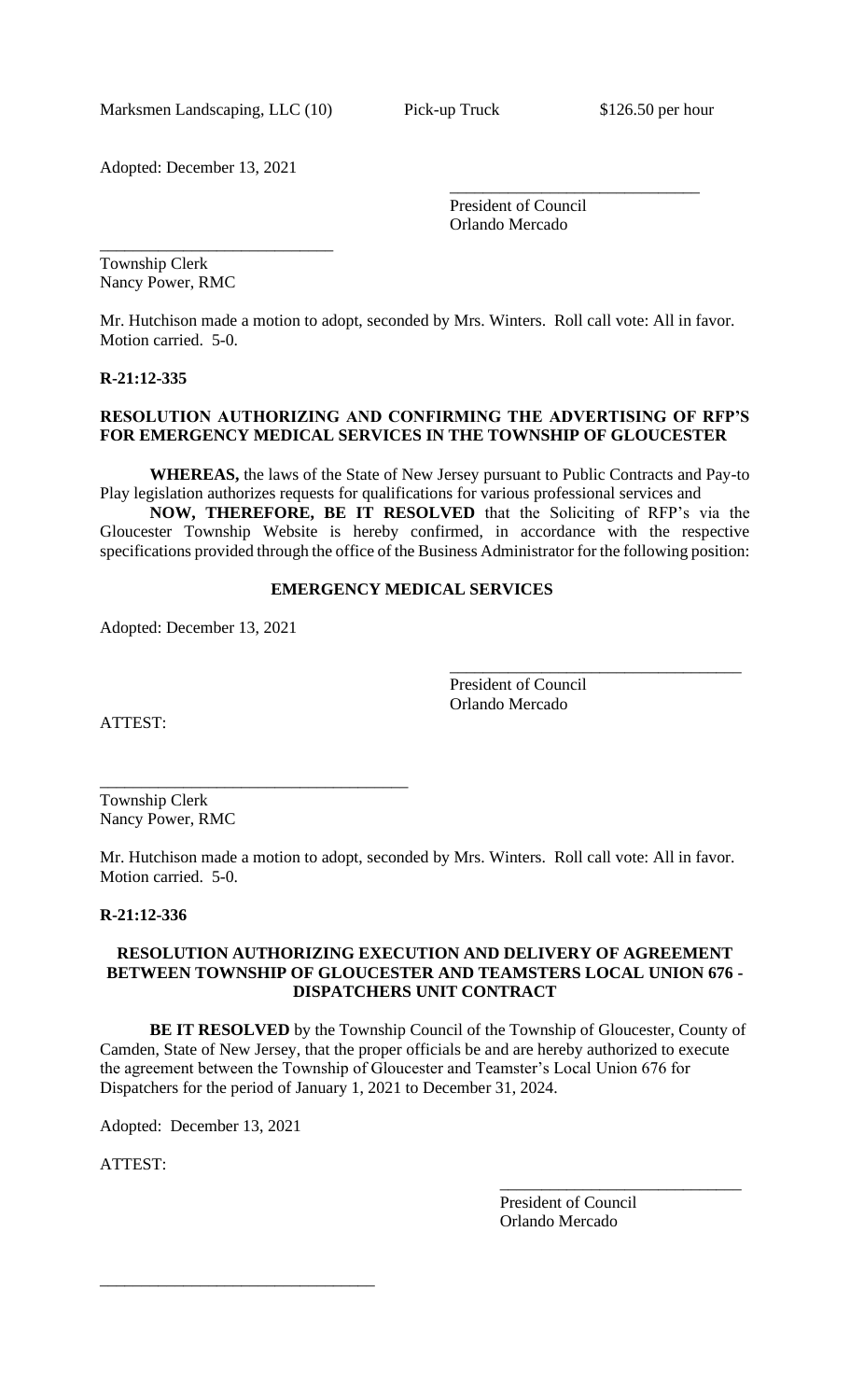Marksmen Landscaping, LLC (10) Pick-up Truck $126.50 per hour

Adopted: December 13, 2021

\_\_\_\_\_\_\_\_\_\_\_\_\_\_\_\_\_\_\_\_\_\_\_\_\_\_\_\_\_\_
President of Council
Orlando Mercado

\_\_\_\_\_\_\_\_\_\_\_\_\_\_\_\_\_\_\_\_\_\_\_\_\_\_\_\_
Township Clerk
Nancy Power, RMC

Mr. Hutchison made a motion to adopt, seconded by Mrs. Winters. Roll call vote: All in favor. Motion carried. 5-0.

**R-21:12-335**

**RESOLUTION AUTHORIZING AND CONFIRMING THE ADVERTISING OF RFP'S FOR EMERGENCY MEDICAL SERVICES IN THE TOWNSHIP OF GLOUCESTER**

**WHEREAS,** the laws of the State of New Jersey pursuant to Public Contracts and Pay-to Play legislation authorizes requests for qualifications for various professional services and

**NOW, THEREFORE, BE IT RESOLVED** that the Soliciting of RFP's via the Gloucester Township Website is hereby confirmed, in accordance with the respective specifications provided through the office of the Business Administrator for the following position:

**EMERGENCY MEDICAL SERVICES**

Adopted: December 13, 2021

\_\_\_\_\_\_\_\_\_\_\_\_\_\_\_\_\_\_\_\_\_\_\_\_\_\_\_\_\_\_\_\_\_\_\_
President of Council
Orlando Mercado

ATTEST:

\_\_\_\_\_\_\_\_\_\_\_\_\_\_\_\_\_\_\_\_\_\_\_\_\_\_\_\_\_\_\_\_\_\_\_\_\_
Township Clerk
Nancy Power, RMC

Mr. Hutchison made a motion to adopt, seconded by Mrs. Winters. Roll call vote: All in favor. Motion carried. 5-0.

**R-21:12-336**

**RESOLUTION AUTHORIZING EXECUTION AND DELIVERY OF AGREEMENT BETWEEN TOWNSHIP OF GLOUCESTER AND TEAMSTERS LOCAL UNION 676 - DISPATCHERS UNIT CONTRACT**

**BE IT RESOLVED** by the Township Council of the Township of Gloucester, County of Camden, State of New Jersey, that the proper officials be and are hereby authorized to execute the agreement between the Township of Gloucester and Teamster's Local Union 676 for Dispatchers for the period of January 1, 2021 to December 31, 2024.

Adopted: December 13, 2021

ATTEST:

\_\_\_\_\_\_\_\_\_\_\_\_\_\_\_\_\_\_\_\_\_\_\_\_\_\_\_\_\_\_
President of Council
Orlando Mercado

\_\_\_\_\_\_\_\_\_\_\_\_\_\_\_\_\_\_\_\_\_\_\_\_\_\_\_\_\_\_\_\_\_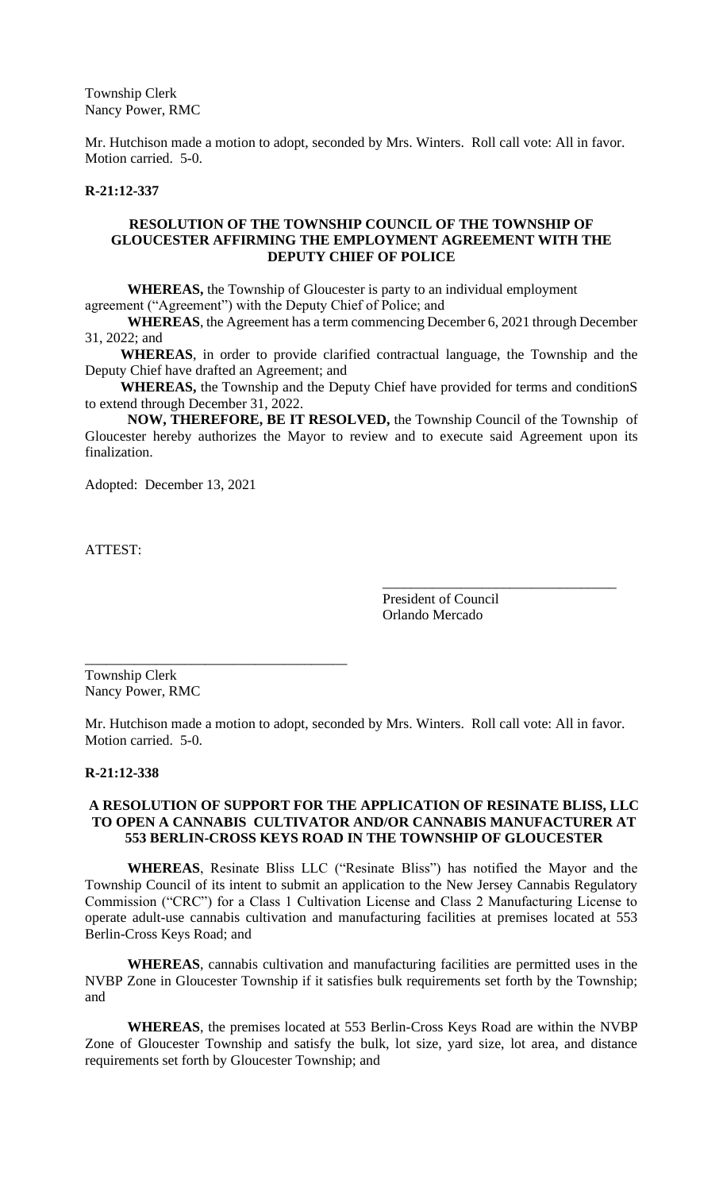Township Clerk
Nancy Power, RMC

Mr. Hutchison made a motion to adopt, seconded by Mrs. Winters. Roll call vote: All in favor. Motion carried. 5-0.

**R-21:12-337**

### RESOLUTION OF THE TOWNSHIP COUNCIL OF THE TOWNSHIP OF GLOUCESTER AFFIRMING THE EMPLOYMENT AGREEMENT WITH THE DEPUTY CHIEF OF POLICE

**WHEREAS,** the Township of Gloucester is party to an individual employment agreement ("Agreement") with the Deputy Chief of Police; and

**WHEREAS**, the Agreement has a term commencing December 6, 2021 through December 31, 2022; and

**WHEREAS**, in order to provide clarified contractual language, the Township and the Deputy Chief have drafted an Agreement; and

**WHEREAS,** the Township and the Deputy Chief have provided for terms and conditionS to extend through December 31, 2022.

**NOW, THEREFORE, BE IT RESOLVED,** the Township Council of the Township of Gloucester hereby authorizes the Mayor to review and to execute said Agreement upon its finalization.

Adopted: December 13, 2021

ATTEST:

\_\_\_\_\_\_\_\_\_\_\_\_\_\_\_\_\_\_\_\_\_\_\_\_\_\_\_\_\_\_\_\_\_\_
President of Council
Orlando Mercado

\_\_\_\_\_\_\_\_\_\_\_\_\_\_\_\_\_\_\_\_\_\_\_\_\_\_\_\_\_\_\_\_\_\_\_\_\_\_
Township Clerk
Nancy Power, RMC

Mr. Hutchison made a motion to adopt, seconded by Mrs. Winters. Roll call vote: All in favor. Motion carried. 5-0.

**R-21:12-338**

### A RESOLUTION OF SUPPORT FOR THE APPLICATION OF RESINATE BLISS, LLC TO OPEN A CANNABIS CULTIVATOR AND/OR CANNABIS MANUFACTURER AT 553 BERLIN-CROSS KEYS ROAD IN THE TOWNSHIP OF GLOUCESTER

**WHEREAS**, Resinate Bliss LLC ("Resinate Bliss") has notified the Mayor and the Township Council of its intent to submit an application to the New Jersey Cannabis Regulatory Commission ("CRC") for a Class 1 Cultivation License and Class 2 Manufacturing License to operate adult-use cannabis cultivation and manufacturing facilities at premises located at 553 Berlin-Cross Keys Road; and

**WHEREAS**, cannabis cultivation and manufacturing facilities are permitted uses in the NVBP Zone in Gloucester Township if it satisfies bulk requirements set forth by the Township; and

**WHEREAS**, the premises located at 553 Berlin-Cross Keys Road are within the NVBP Zone of Gloucester Township and satisfy the bulk, lot size, yard size, lot area, and distance requirements set forth by Gloucester Township; and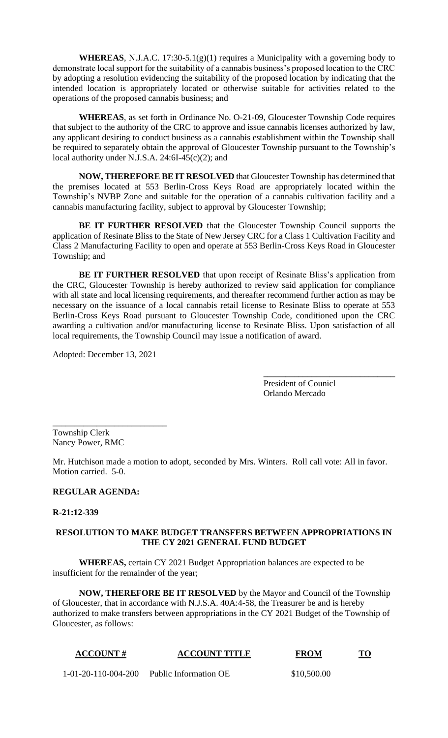**WHEREAS**, N.J.A.C. 17:30-5.1(g)(1) requires a Municipality with a governing body to demonstrate local support for the suitability of a cannabis business's proposed location to the CRC by adopting a resolution evidencing the suitability of the proposed location by indicating that the intended location is appropriately located or otherwise suitable for activities related to the operations of the proposed cannabis business; and

**WHEREAS**, as set forth in Ordinance No. O-21-09, Gloucester Township Code requires that subject to the authority of the CRC to approve and issue cannabis licenses authorized by law, any applicant desiring to conduct business as a cannabis establishment within the Township shall be required to separately obtain the approval of Gloucester Township pursuant to the Township's local authority under N.J.S.A. 24:6I-45(c)(2); and

**NOW, THEREFORE BE IT RESOLVED** that Gloucester Township has determined that the premises located at 553 Berlin-Cross Keys Road are appropriately located within the Township's NVBP Zone and suitable for the operation of a cannabis cultivation facility and a cannabis manufacturing facility, subject to approval by Gloucester Township;

**BE IT FURTHER RESOLVED** that the Gloucester Township Council supports the application of Resinate Bliss to the State of New Jersey CRC for a Class 1 Cultivation Facility and Class 2 Manufacturing Facility to open and operate at 553 Berlin-Cross Keys Road in Gloucester Township; and

**BE IT FURTHER RESOLVED** that upon receipt of Resinate Bliss's application from the CRC, Gloucester Township is hereby authorized to review said application for compliance with all state and local licensing requirements, and thereafter recommend further action as may be necessary on the issuance of a local cannabis retail license to Resinate Bliss to operate at 553 Berlin-Cross Keys Road pursuant to Gloucester Township Code, conditioned upon the CRC awarding a cultivation and/or manufacturing license to Resinate Bliss. Upon satisfaction of all local requirements, the Township Council may issue a notification of award.

Adopted: December 13, 2021

______________________________
President of Counicl
Orlando Mercado

__________________________
Township Clerk
Nancy Power, RMC

Mr. Hutchison made a motion to adopt, seconded by Mrs. Winters. Roll call vote: All in favor. Motion carried. 5-0.

**REGULAR AGENDA:**

**R-21:12-339**

**RESOLUTION TO MAKE BUDGET TRANSFERS BETWEEN APPROPRIATIONS IN THE CY 2021 GENERAL FUND BUDGET**

**WHEREAS,** certain CY 2021 Budget Appropriation balances are expected to be insufficient for the remainder of the year;

**NOW, THEREFORE BE IT RESOLVED** by the Mayor and Council of the Township of Gloucester, that in accordance with N.J.S.A. 40A:4-58, the Treasurer be and is hereby authorized to make transfers between appropriations in the CY 2021 Budget of the Township of Gloucester, as follows:

| ACCOUNT # | ACCOUNT TITLE | FROM | TO |
|---|---|---|---|
| 1-01-20-110-004-200 | Public Information OE | $10,500.00 | |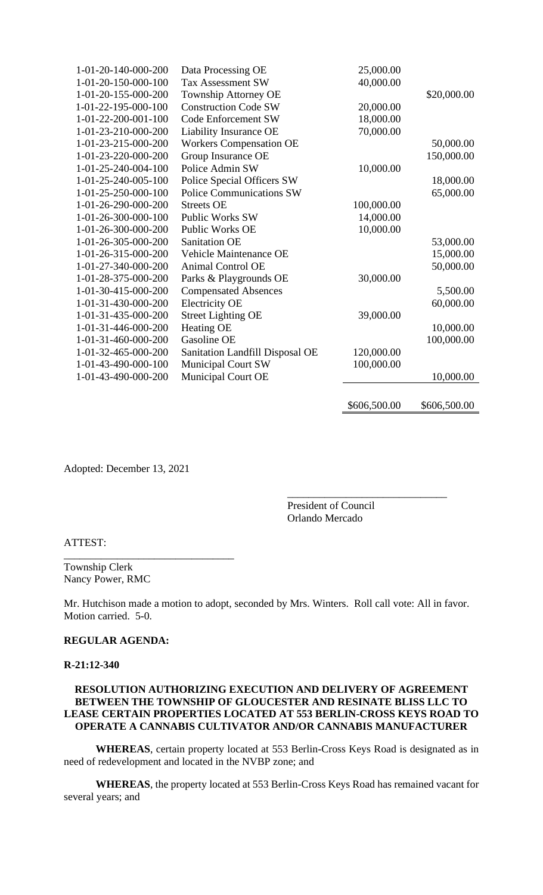| | | | |
|---|---|---|---|
| 1-01-20-140-000-200 | Data Processing OE | 25,000.00 | |
| 1-01-20-150-000-100 | Tax Assessment SW | 40,000.00 | |
| 1-01-20-155-000-200 | Township Attorney OE | | \$20,000.00 |
| 1-01-22-195-000-100 | Construction Code SW | 20,000.00 | |
| 1-01-22-200-001-100 | Code Enforcement SW | 18,000.00 | |
| 1-01-23-210-000-200 | Liability Insurance OE | 70,000.00 | |
| 1-01-23-215-000-200 | Workers Compensation OE | | 50,000.00 |
| 1-01-23-220-000-200 | Group Insurance OE | | 150,000.00 |
| 1-01-25-240-004-100 | Police Admin SW | 10,000.00 | |
| 1-01-25-240-005-100 | Police Special Officers SW | | 18,000.00 |
| 1-01-25-250-000-100 | Police Communications SW | | 65,000.00 |
| 1-01-26-290-000-200 | Streets OE | 100,000.00 | |
| 1-01-26-300-000-100 | Public Works SW | 14,000.00 | |
| 1-01-26-300-000-200 | Public Works OE | 10,000.00 | |
| 1-01-26-305-000-200 | Sanitation OE | | 53,000.00 |
| 1-01-26-315-000-200 | Vehicle Maintenance OE | | 15,000.00 |
| 1-01-27-340-000-200 | Animal Control OE | | 50,000.00 |
| 1-01-28-375-000-200 | Parks & Playgrounds OE | 30,000.00 | |
| 1-01-30-415-000-200 | Compensated Absences | | 5,500.00 |
| 1-01-31-430-000-200 | Electricity OE | | 60,000.00 |
| 1-01-31-435-000-200 | Street Lighting OE | 39,000.00 | |
| 1-01-31-446-000-200 | Heating OE | | 10,000.00 |
| 1-01-31-460-000-200 | Gasoline OE | | 100,000.00 |
| 1-01-32-465-000-200 | Sanitation Landfill Disposal OE | 120,000.00 | |
| 1-01-43-490-000-100 | Municipal Court SW | 100,000.00 | |
| 1-01-43-490-000-200 | Municipal Court OE | | 10,000.00 |
| | | \$606,500.00 | \$606,500.00 |

Adopted: December 13, 2021

______________________________
President of Council
Orlando Mercado

ATTEST:

______________________________
Township Clerk
Nancy Power, RMC

Mr. Hutchison made a motion to adopt, seconded by Mrs. Winters. Roll call vote: All in favor. Motion carried. 5-0.

**REGULAR AGENDA:**

**R-21:12-340**

**RESOLUTION AUTHORIZING EXECUTION AND DELIVERY OF AGREEMENT BETWEEN THE TOWNSHIP OF GLOUCESTER AND RESINATE BLISS LLC TO LEASE CERTAIN PROPERTIES LOCATED AT 553 BERLIN-CROSS KEYS ROAD TO OPERATE A CANNABIS CULTIVATOR AND/OR CANNABIS MANUFACTURER**

**WHEREAS**, certain property located at 553 Berlin-Cross Keys Road is designated as in need of redevelopment and located in the NVBP zone; and

**WHEREAS**, the property located at 553 Berlin-Cross Keys Road has remained vacant for several years; and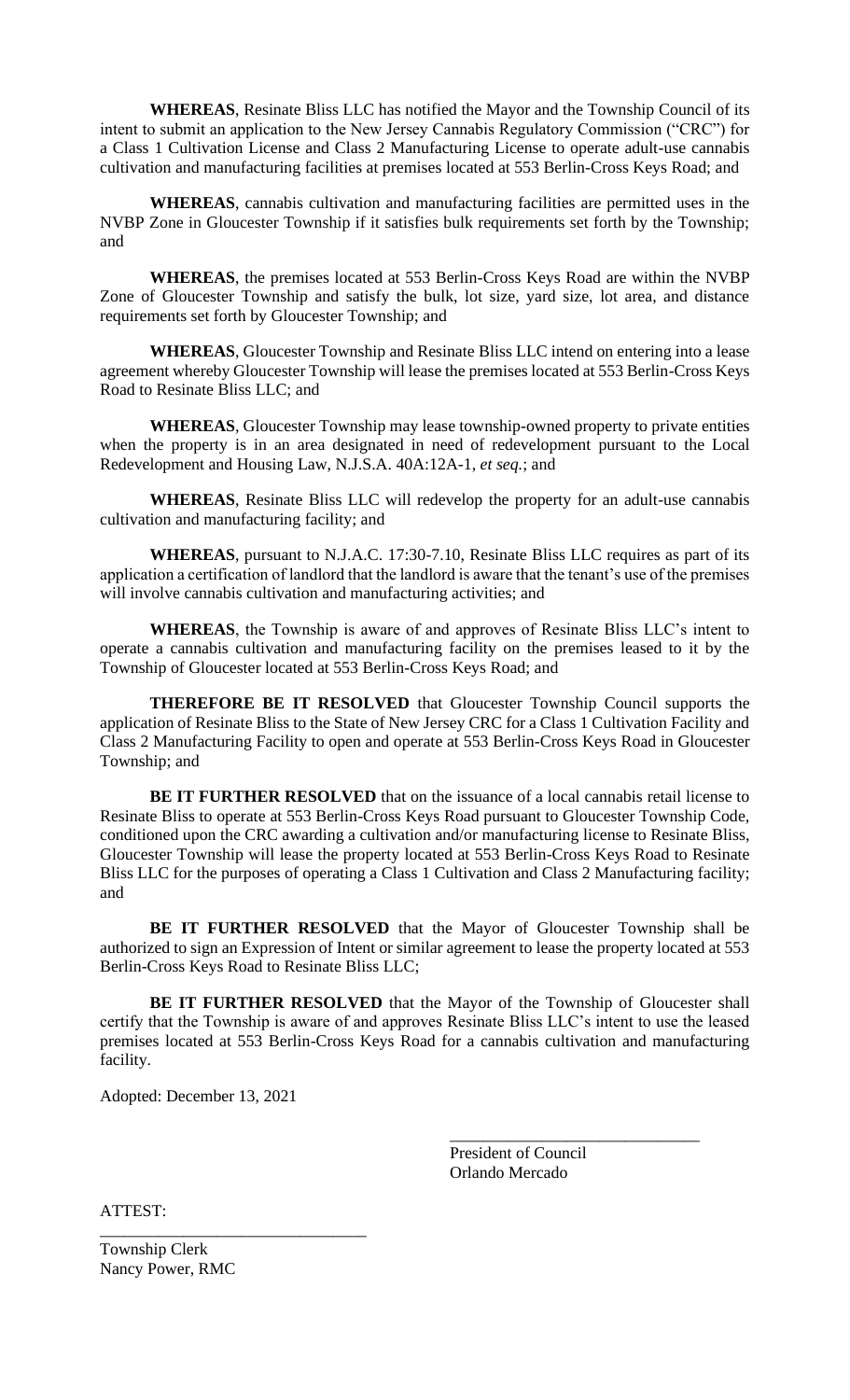**WHEREAS**, Resinate Bliss LLC has notified the Mayor and the Township Council of its intent to submit an application to the New Jersey Cannabis Regulatory Commission ("CRC") for a Class 1 Cultivation License and Class 2 Manufacturing License to operate adult-use cannabis cultivation and manufacturing facilities at premises located at 553 Berlin-Cross Keys Road; and

**WHEREAS**, cannabis cultivation and manufacturing facilities are permitted uses in the NVBP Zone in Gloucester Township if it satisfies bulk requirements set forth by the Township; and

**WHEREAS**, the premises located at 553 Berlin-Cross Keys Road are within the NVBP Zone of Gloucester Township and satisfy the bulk, lot size, yard size, lot area, and distance requirements set forth by Gloucester Township; and

**WHEREAS**, Gloucester Township and Resinate Bliss LLC intend on entering into a lease agreement whereby Gloucester Township will lease the premises located at 553 Berlin-Cross Keys Road to Resinate Bliss LLC; and

**WHEREAS**, Gloucester Township may lease township-owned property to private entities when the property is in an area designated in need of redevelopment pursuant to the Local Redevelopment and Housing Law, N.J.S.A. 40A:12A-1, *et seq.*; and

**WHEREAS**, Resinate Bliss LLC will redevelop the property for an adult-use cannabis cultivation and manufacturing facility; and

**WHEREAS**, pursuant to N.J.A.C. 17:30-7.10, Resinate Bliss LLC requires as part of its application a certification of landlord that the landlord is aware that the tenant's use of the premises will involve cannabis cultivation and manufacturing activities; and

**WHEREAS**, the Township is aware of and approves of Resinate Bliss LLC's intent to operate a cannabis cultivation and manufacturing facility on the premises leased to it by the Township of Gloucester located at 553 Berlin-Cross Keys Road; and

**THEREFORE BE IT RESOLVED** that Gloucester Township Council supports the application of Resinate Bliss to the State of New Jersey CRC for a Class 1 Cultivation Facility and Class 2 Manufacturing Facility to open and operate at 553 Berlin-Cross Keys Road in Gloucester Township; and

**BE IT FURTHER RESOLVED** that on the issuance of a local cannabis retail license to Resinate Bliss to operate at 553 Berlin-Cross Keys Road pursuant to Gloucester Township Code, conditioned upon the CRC awarding a cultivation and/or manufacturing license to Resinate Bliss, Gloucester Township will lease the property located at 553 Berlin-Cross Keys Road to Resinate Bliss LLC for the purposes of operating a Class 1 Cultivation and Class 2 Manufacturing facility; and

**BE IT FURTHER RESOLVED** that the Mayor of Gloucester Township shall be authorized to sign an Expression of Intent or similar agreement to lease the property located at 553 Berlin-Cross Keys Road to Resinate Bliss LLC;

**BE IT FURTHER RESOLVED** that the Mayor of the Township of Gloucester shall certify that the Township is aware of and approves Resinate Bliss LLC's intent to use the leased premises located at 553 Berlin-Cross Keys Road for a cannabis cultivation and manufacturing facility.

Adopted: December 13, 2021

\_\_\_\_\_\_\_\_\_\_\_\_\_\_\_\_\_\_\_\_\_\_\_\_\_\_\_\_\_\_
President of Council
Orlando Mercado

ATTEST:

\_\_\_\_\_\_\_\_\_\_\_\_\_\_\_\_\_\_\_\_\_\_\_\_\_\_\_\_\_\_
Township Clerk
Nancy Power, RMC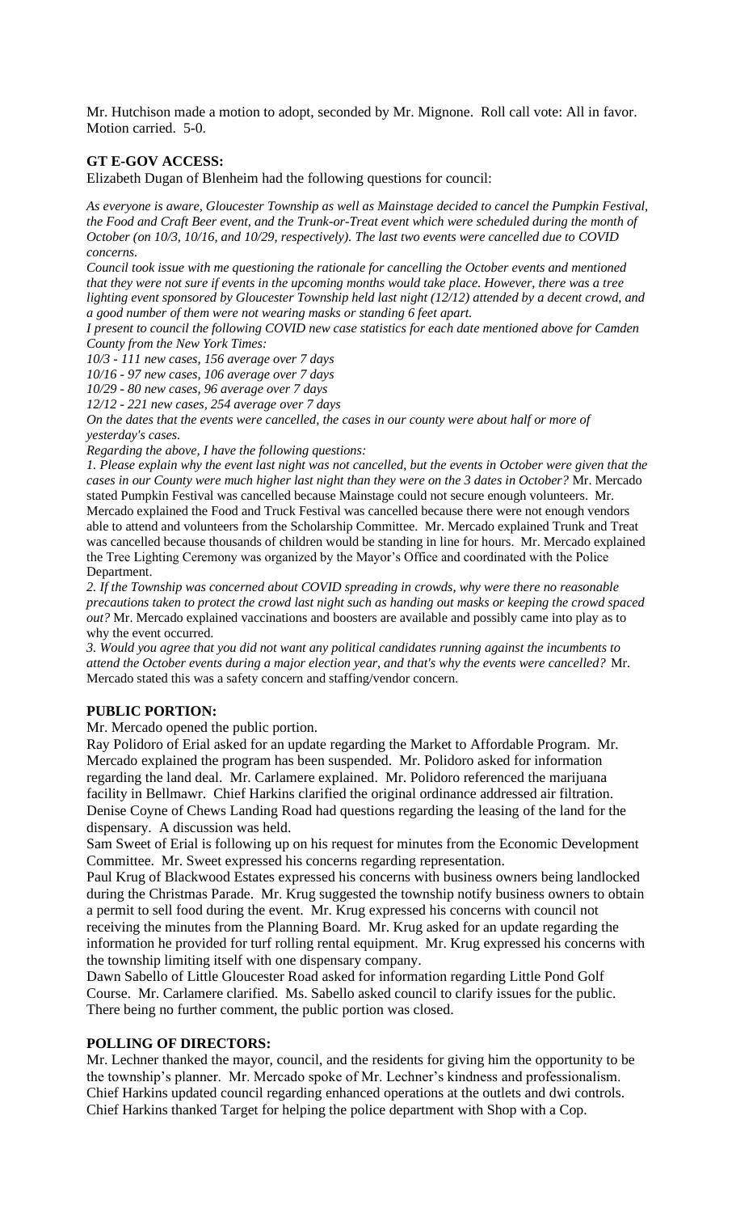Mr. Hutchison made a motion to adopt, seconded by Mr. Mignone. Roll call vote: All in favor. Motion carried. 5-0.

**GT E-GOV ACCESS:**

Elizabeth Dugan of Blenheim had the following questions for council:

*As everyone is aware, Gloucester Township as well as Mainstage decided to cancel the Pumpkin Festival, the Food and Craft Beer event, and the Trunk-or-Treat event which were scheduled during the month of October (on 10/3, 10/16, and 10/29, respectively). The last two events were cancelled due to COVID concerns.*

*Council took issue with me questioning the rationale for cancelling the October events and mentioned that they were not sure if events in the upcoming months would take place. However, there was a tree lighting event sponsored by Gloucester Township held last night (12/12) attended by a decent crowd, and a good number of them were not wearing masks or standing 6 feet apart.*

*I present to council the following COVID new case statistics for each date mentioned above for Camden County from the New York Times:*

*10/3 - 111 new cases, 156 average over 7 days*

*10/16 - 97 new cases, 106 average over 7 days*

*10/29 - 80 new cases, 96 average over 7 days*

*12/12 - 221 new cases, 254 average over 7 days*

*On the dates that the events were cancelled, the cases in our county were about half or more of yesterday's cases.*

*Regarding the above, I have the following questions:*

*1. Please explain why the event last night was not cancelled, but the events in October were given that the cases in our County were much higher last night than they were on the 3 dates in October?* Mr. Mercado stated Pumpkin Festival was cancelled because Mainstage could not secure enough volunteers. Mr. Mercado explained the Food and Truck Festival was cancelled because there were not enough vendors able to attend and volunteers from the Scholarship Committee. Mr. Mercado explained Trunk and Treat was cancelled because thousands of children would be standing in line for hours. Mr. Mercado explained the Tree Lighting Ceremony was organized by the Mayor's Office and coordinated with the Police Department.

*2. If the Township was concerned about COVID spreading in crowds, why were there no reasonable precautions taken to protect the crowd last night such as handing out masks or keeping the crowd spaced out?* Mr. Mercado explained vaccinations and boosters are available and possibly came into play as to why the event occurred.

*3. Would you agree that you did not want any political candidates running against the incumbents to attend the October events during a major election year, and that's why the events were cancelled?* Mr. Mercado stated this was a safety concern and staffing/vendor concern.

**PUBLIC PORTION:**

Mr. Mercado opened the public portion.

Ray Polidoro of Erial asked for an update regarding the Market to Affordable Program. Mr. Mercado explained the program has been suspended. Mr. Polidoro asked for information regarding the land deal. Mr. Carlamere explained. Mr. Polidoro referenced the marijuana facility in Bellmawr. Chief Harkins clarified the original ordinance addressed air filtration.

Denise Coyne of Chews Landing Road had questions regarding the leasing of the land for the dispensary. A discussion was held.

Sam Sweet of Erial is following up on his request for minutes from the Economic Development Committee. Mr. Sweet expressed his concerns regarding representation.

Paul Krug of Blackwood Estates expressed his concerns with business owners being landlocked during the Christmas Parade. Mr. Krug suggested the township notify business owners to obtain a permit to sell food during the event. Mr. Krug expressed his concerns with council not receiving the minutes from the Planning Board. Mr. Krug asked for an update regarding the information he provided for turf rolling rental equipment. Mr. Krug expressed his concerns with the township limiting itself with one dispensary company.

Dawn Sabello of Little Gloucester Road asked for information regarding Little Pond Golf Course. Mr. Carlamere clarified. Ms. Sabello asked council to clarify issues for the public.

There being no further comment, the public portion was closed.

**POLLING OF DIRECTORS:**

Mr. Lechner thanked the mayor, council, and the residents for giving him the opportunity to be the township's planner. Mr. Mercado spoke of Mr. Lechner's kindness and professionalism.

Chief Harkins updated council regarding enhanced operations at the outlets and dwi controls.

Chief Harkins thanked Target for helping the police department with Shop with a Cop.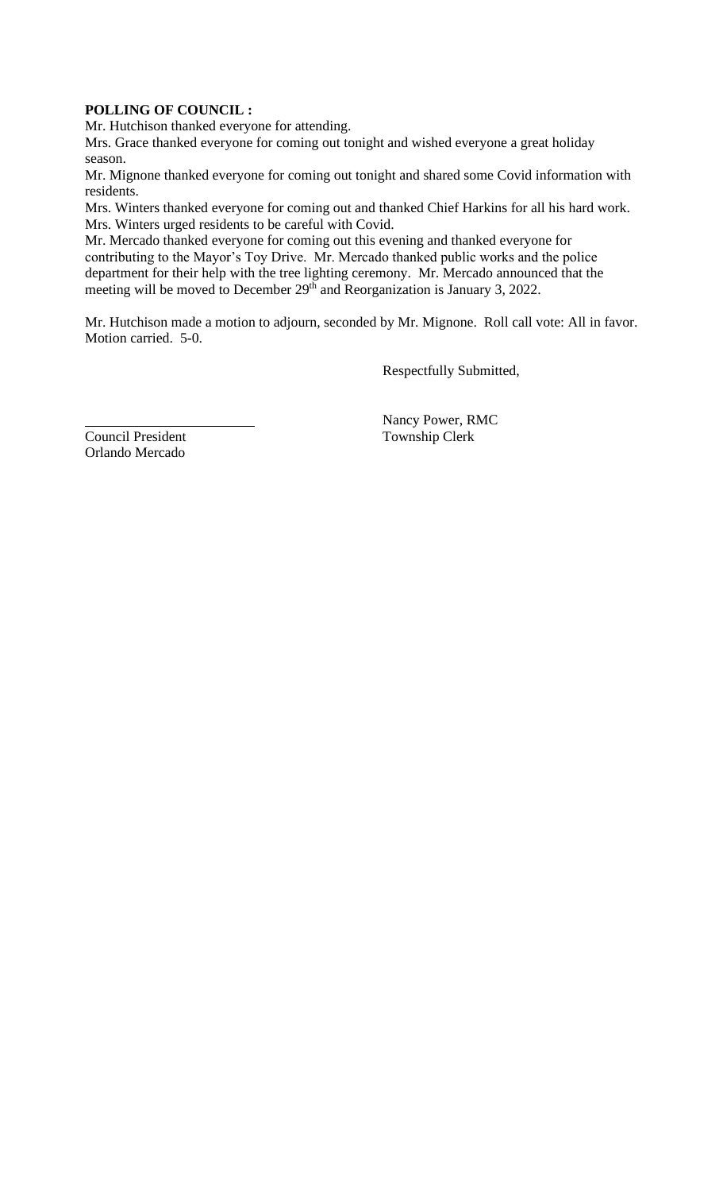**POLLING OF COUNCIL :**

Mr. Hutchison thanked everyone for attending.

Mrs. Grace thanked everyone for coming out tonight and wished everyone a great holiday season.

Mr. Mignone thanked everyone for coming out tonight and shared some Covid information with residents.

Mrs. Winters thanked everyone for coming out and thanked Chief Harkins for all his hard work. Mrs. Winters urged residents to be careful with Covid.

Mr. Mercado thanked everyone for coming out this evening and thanked everyone for contributing to the Mayor's Toy Drive. Mr. Mercado thanked public works and the police department for their help with the tree lighting ceremony. Mr. Mercado announced that the meeting will be moved to December 29th and Reorganization is January 3, 2022.

Mr. Hutchison made a motion to adjourn, seconded by Mr. Mignone. Roll call vote: All in favor. Motion carried. 5-0.

Respectfully Submitted,

Nancy Power, RMC
Township Clerk

Council President
Orlando Mercado